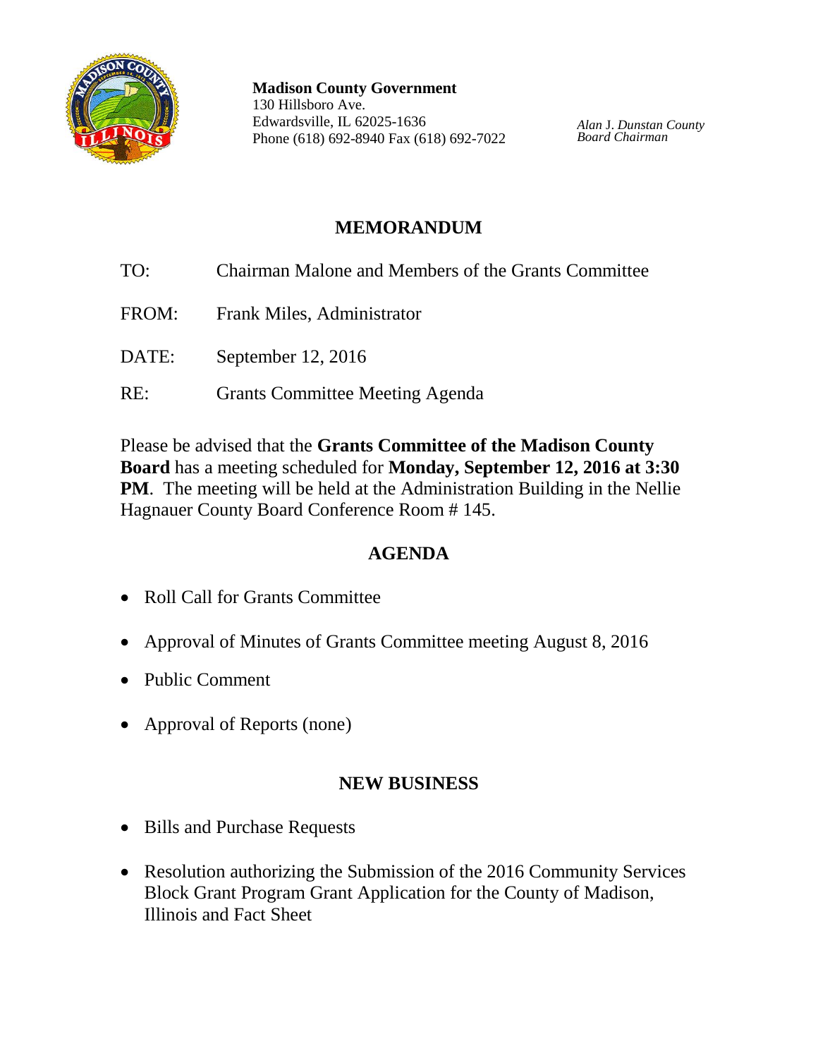**Madison County Government**
130 Hillsboro Ave.
Edwardsville, IL 62025-1636
Phone (618) 692-8940 Fax (618) 692-7022

*Alan J. Dunstan County Board Chairman*

## MEMORANDUM

TO: Chairman Malone and Members of the Grants Committee

FROM: Frank Miles, Administrator

DATE: September 12, 2016

RE: Grants Committee Meeting Agenda

Please be advised that the **Grants Committee of the Madison County Board** has a meeting scheduled for **Monday, September 12, 2016 at 3:30 PM**. The meeting will be held at the Administration Building in the Nellie Hagnauer County Board Conference Room # 145.

## AGENDA

- Roll Call for Grants Committee
- Approval of Minutes of Grants Committee meeting August 8, 2016
- Public Comment
- Approval of Reports (none)

## NEW BUSINESS

- Bills and Purchase Requests
- Resolution authorizing the Submission of the 2016 Community Services Block Grant Program Grant Application for the County of Madison, Illinois and Fact Sheet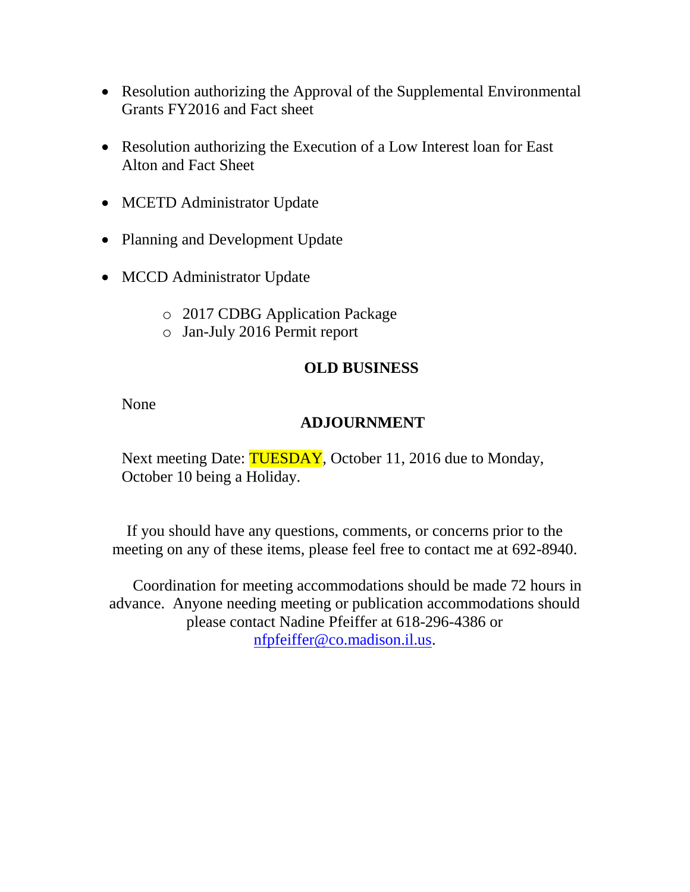- Resolution authorizing the Approval of the Supplemental Environmental Grants FY2016 and Fact sheet
- Resolution authorizing the Execution of a Low Interest loan for East Alton and Fact Sheet
- MCETD Administrator Update
- Planning and Development Update
- MCCD Administrator Update
  - 2017 CDBG Application Package
  - Jan-July 2016 Permit report

**OLD BUSINESS**

None

**ADJOURNMENT**

Next meeting Date: TUESDAY, October 11, 2016 due to Monday, October 10 being a Holiday.

If you should have any questions, comments, or concerns prior to the meeting on any of these items, please feel free to contact me at 692-8940.

Coordination for meeting accommodations should be made 72 hours in advance. Anyone needing meeting or publication accommodations should please contact Nadine Pfeiffer at 618-296-4386 or nfpfeiffer@co.madison.il.us.